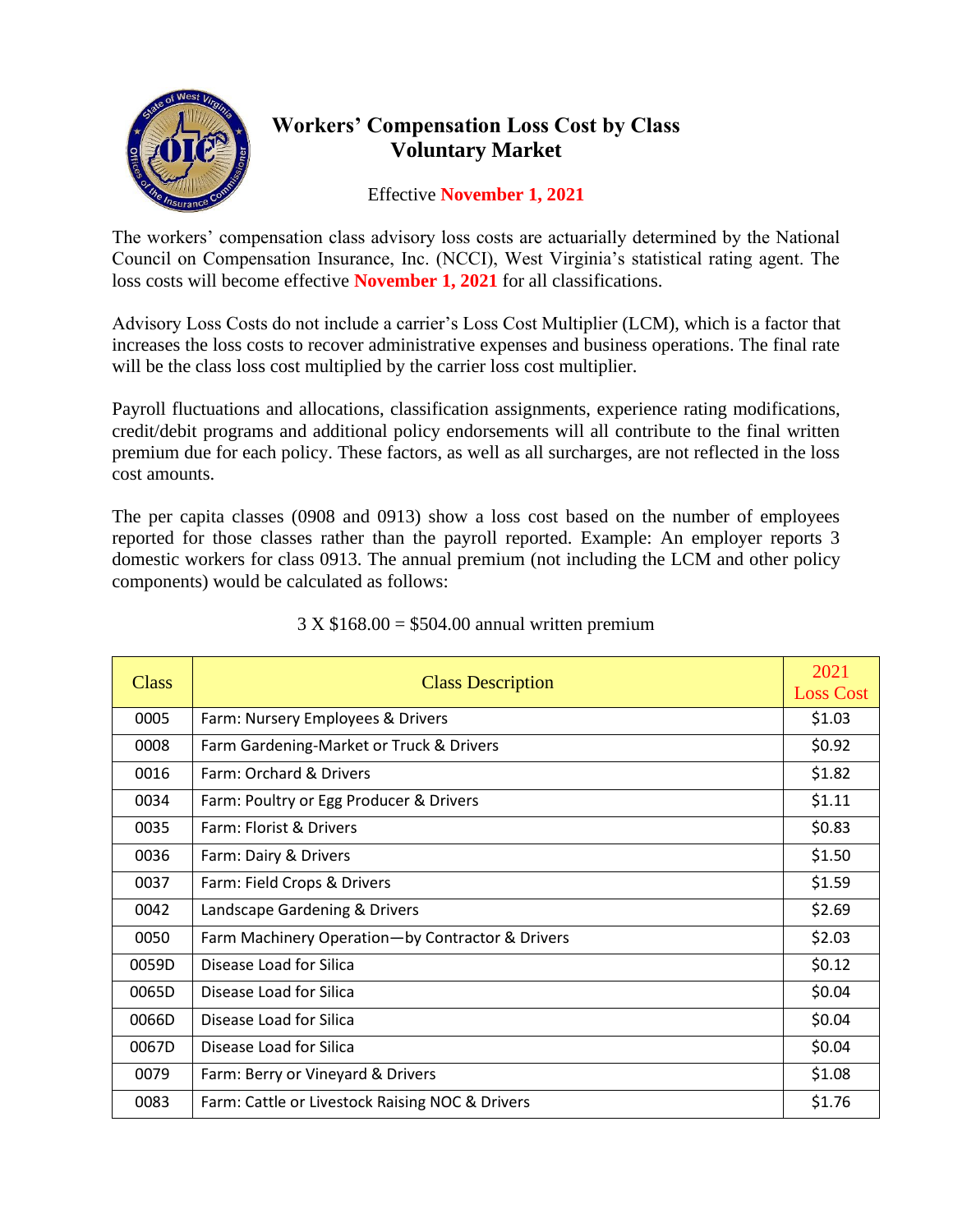# Workers' Compensation Loss Cost by Class
## Voluntary Market

Effective **November 1, 2021**

The workers' compensation class advisory loss costs are actuarially determined by the National Council on Compensation Insurance, Inc. (NCCI), West Virginia's statistical rating agent. The loss costs will become effective **November 1, 2021** for all classifications.

Advisory Loss Costs do not include a carrier's Loss Cost Multiplier (LCM), which is a factor that increases the loss costs to recover administrative expenses and business operations. The final rate will be the class loss cost multiplied by the carrier loss cost multiplier.

Payroll fluctuations and allocations, classification assignments, experience rating modifications, credit/debit programs and additional policy endorsements will all contribute to the final written premium due for each policy. These factors, as well as all surcharges, are not reflected in the loss cost amounts.

The per capita classes (0908 and 0913) show a loss cost based on the number of employees reported for those classes rather than the payroll reported. Example: An employer reports 3 domestic workers for class 0913. The annual premium (not including the LCM and other policy components) would be calculated as follows:

3 X $168.00 = $504.00 annual written premium

| Class | Class Description | 2021 Loss Cost |
|---|---|---|
| 0005 | Farm: Nursery Employees & Drivers | $1.03 |
| 0008 | Farm Gardening-Market or Truck & Drivers | $0.92 |
| 0016 | Farm: Orchard & Drivers | $1.82 |
| 0034 | Farm: Poultry or Egg Producer & Drivers | $1.11 |
| 0035 | Farm: Florist & Drivers | $0.83 |
| 0036 | Farm: Dairy & Drivers | $1.50 |
| 0037 | Farm: Field Crops & Drivers | $1.59 |
| 0042 | Landscape Gardening & Drivers | $2.69 |
| 0050 | Farm Machinery Operation—by Contractor & Drivers | $2.03 |
| 0059D | Disease Load for Silica | $0.12 |
| 0065D | Disease Load for Silica | $0.04 |
| 0066D | Disease Load for Silica | $0.04 |
| 0067D | Disease Load for Silica | $0.04 |
| 0079 | Farm: Berry or Vineyard & Drivers | $1.08 |
| 0083 | Farm: Cattle or Livestock Raising NOC & Drivers | $1.76 |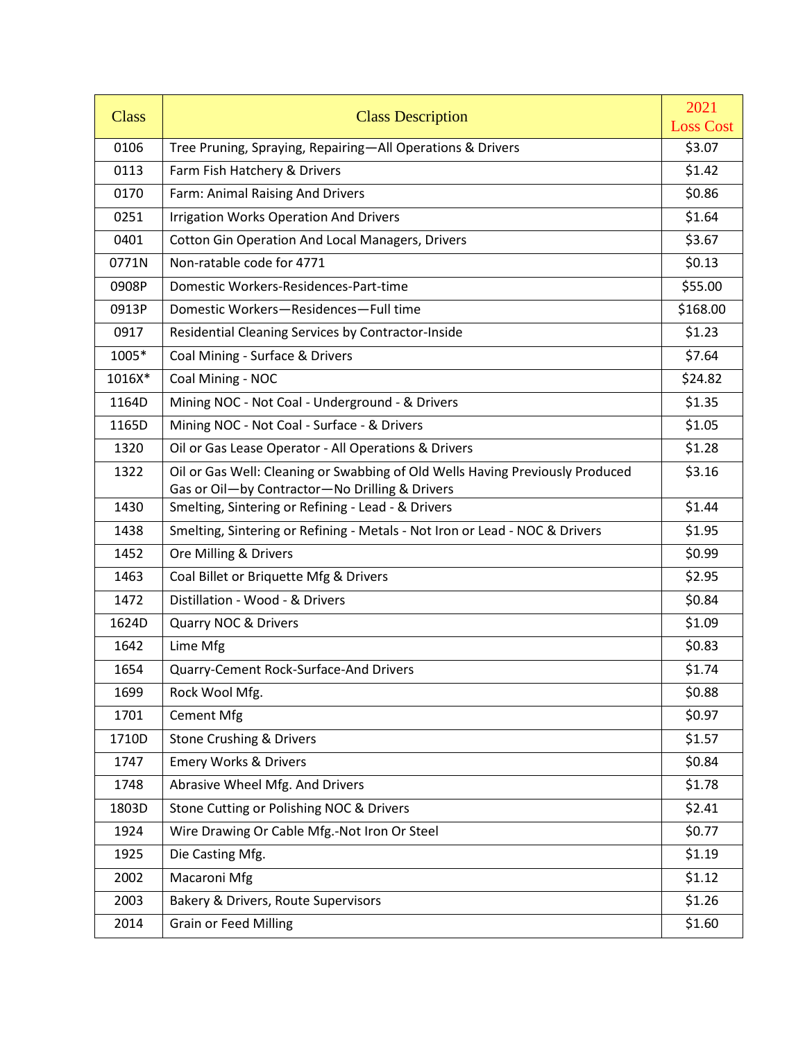| Class | Class Description | 2021 Loss Cost |
| --- | --- | --- |
| 0106 | Tree Pruning, Spraying, Repairing—All Operations & Drivers | $3.07 |
| 0113 | Farm Fish Hatchery & Drivers | $1.42 |
| 0170 | Farm: Animal Raising And Drivers | $0.86 |
| 0251 | Irrigation Works Operation And Drivers | $1.64 |
| 0401 | Cotton Gin Operation And Local Managers, Drivers | $3.67 |
| 0771N | Non-ratable code for 4771 | $0.13 |
| 0908P | Domestic Workers-Residences-Part-time | $55.00 |
| 0913P | Domestic Workers—Residences—Full time | $168.00 |
| 0917 | Residential Cleaning Services by Contractor-Inside | $1.23 |
| 1005* | Coal Mining - Surface & Drivers | $7.64 |
| 1016X* | Coal Mining - NOC | $24.82 |
| 1164D | Mining NOC - Not Coal - Underground - & Drivers | $1.35 |
| 1165D | Mining NOC - Not Coal - Surface - & Drivers | $1.05 |
| 1320 | Oil or Gas Lease Operator - All Operations & Drivers | $1.28 |
| 1322 | Oil or Gas Well: Cleaning or Swabbing of Old Wells Having Previously Produced Gas or Oil—by Contractor—No Drilling & Drivers | $3.16 |
| 1430 | Smelting, Sintering or Refining - Lead - & Drivers | $1.44 |
| 1438 | Smelting, Sintering or Refining - Metals - Not Iron or Lead - NOC & Drivers | $1.95 |
| 1452 | Ore Milling & Drivers | $0.99 |
| 1463 | Coal Billet or Briquette Mfg & Drivers | $2.95 |
| 1472 | Distillation - Wood - & Drivers | $0.84 |
| 1624D | Quarry NOC & Drivers | $1.09 |
| 1642 | Lime Mfg | $0.83 |
| 1654 | Quarry-Cement Rock-Surface-And Drivers | $1.74 |
| 1699 | Rock Wool Mfg. | $0.88 |
| 1701 | Cement Mfg | $0.97 |
| 1710D | Stone Crushing & Drivers | $1.57 |
| 1747 | Emery Works & Drivers | $0.84 |
| 1748 | Abrasive Wheel Mfg. And Drivers | $1.78 |
| 1803D | Stone Cutting or Polishing NOC & Drivers | $2.41 |
| 1924 | Wire Drawing Or Cable Mfg.-Not Iron Or Steel | $0.77 |
| 1925 | Die Casting Mfg. | $1.19 |
| 2002 | Macaroni Mfg | $1.12 |
| 2003 | Bakery & Drivers, Route Supervisors | $1.26 |
| 2014 | Grain or Feed Milling | $1.60 |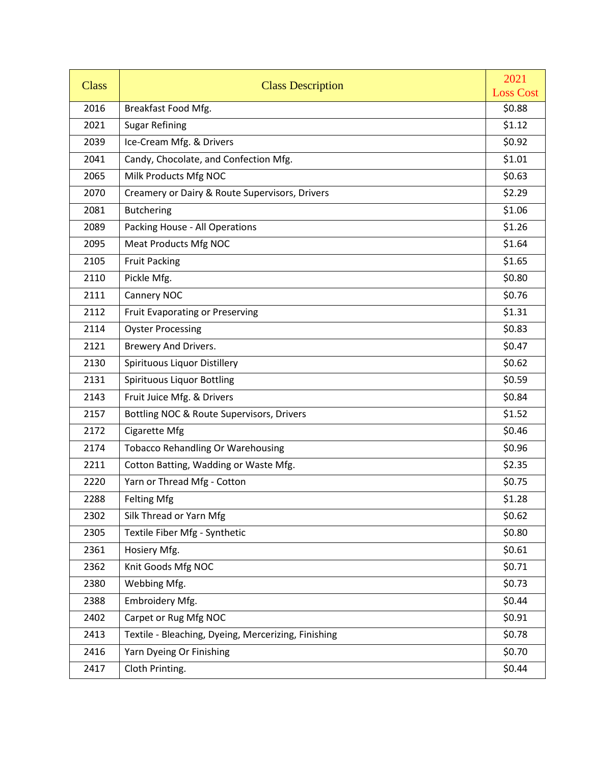| Class | Class Description | 2021 Loss Cost |
|---|---|---|
| 2016 | Breakfast Food Mfg. | $0.88 |
| 2021 | Sugar Refining | $1.12 |
| 2039 | Ice-Cream Mfg. & Drivers | $0.92 |
| 2041 | Candy, Chocolate, and Confection Mfg. | $1.01 |
| 2065 | Milk Products Mfg NOC | $0.63 |
| 2070 | Creamery or Dairy & Route Supervisors, Drivers | $2.29 |
| 2081 | Butchering | $1.06 |
| 2089 | Packing House - All Operations | $1.26 |
| 2095 | Meat Products Mfg NOC | $1.64 |
| 2105 | Fruit Packing | $1.65 |
| 2110 | Pickle Mfg. | $0.80 |
| 2111 | Cannery NOC | $0.76 |
| 2112 | Fruit Evaporating or Preserving | $1.31 |
| 2114 | Oyster Processing | $0.83 |
| 2121 | Brewery And Drivers. | $0.47 |
| 2130 | Spirituous Liquor Distillery | $0.62 |
| 2131 | Spirituous Liquor Bottling | $0.59 |
| 2143 | Fruit Juice Mfg. & Drivers | $0.84 |
| 2157 | Bottling NOC & Route Supervisors, Drivers | $1.52 |
| 2172 | Cigarette Mfg | $0.46 |
| 2174 | Tobacco Rehandling Or Warehousing | $0.96 |
| 2211 | Cotton Batting, Wadding or Waste Mfg. | $2.35 |
| 2220 | Yarn or Thread Mfg - Cotton | $0.75 |
| 2288 | Felting Mfg | $1.28 |
| 2302 | Silk Thread or Yarn Mfg | $0.62 |
| 2305 | Textile Fiber Mfg - Synthetic | $0.80 |
| 2361 | Hosiery Mfg. | $0.61 |
| 2362 | Knit Goods Mfg NOC | $0.71 |
| 2380 | Webbing Mfg. | $0.73 |
| 2388 | Embroidery Mfg. | $0.44 |
| 2402 | Carpet or Rug Mfg NOC | $0.91 |
| 2413 | Textile - Bleaching, Dyeing, Mercerizing, Finishing | $0.78 |
| 2416 | Yarn Dyeing Or Finishing | $0.70 |
| 2417 | Cloth Printing. | $0.44 |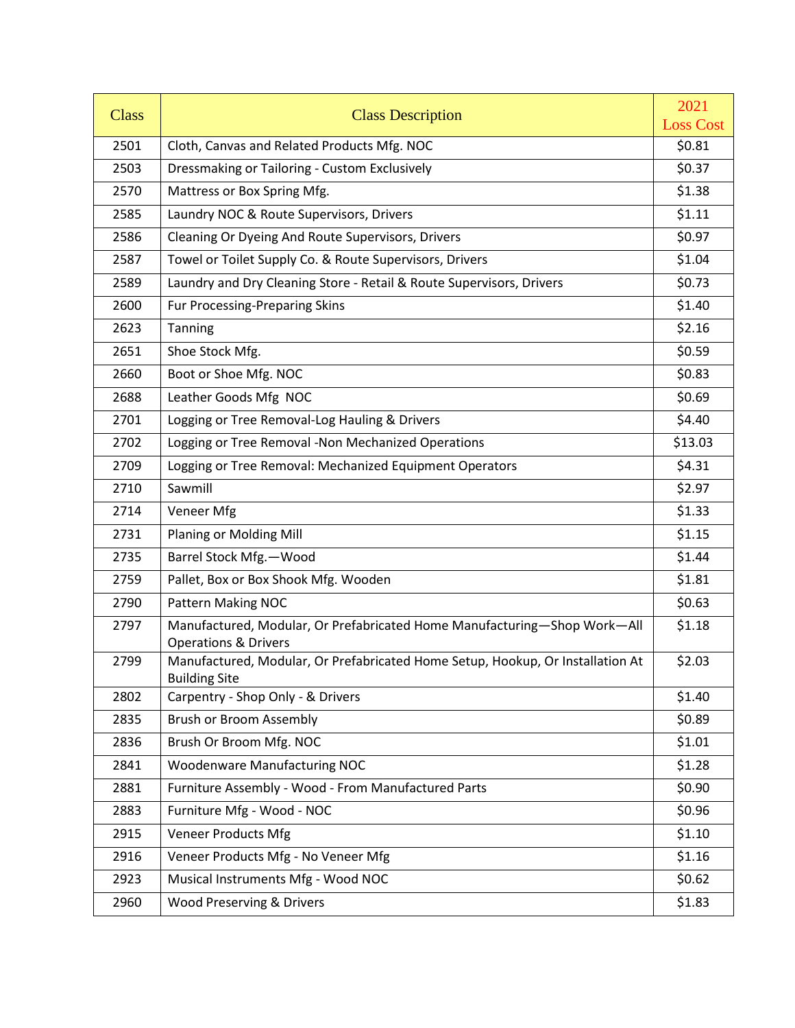| Class | Class Description | 2021 Loss Cost |
|---|---|---|
| 2501 | Cloth, Canvas and Related Products Mfg. NOC | $0.81 |
| 2503 | Dressmaking or Tailoring - Custom Exclusively | $0.37 |
| 2570 | Mattress or Box Spring Mfg. | $1.38 |
| 2585 | Laundry NOC & Route Supervisors, Drivers | $1.11 |
| 2586 | Cleaning Or Dyeing And Route Supervisors, Drivers | $0.97 |
| 2587 | Towel or Toilet Supply Co. & Route Supervisors, Drivers | $1.04 |
| 2589 | Laundry and Dry Cleaning Store - Retail & Route Supervisors, Drivers | $0.73 |
| 2600 | Fur Processing-Preparing Skins | $1.40 |
| 2623 | Tanning | $2.16 |
| 2651 | Shoe Stock Mfg. | $0.59 |
| 2660 | Boot or Shoe Mfg. NOC | $0.83 |
| 2688 | Leather Goods Mfg NOC | $0.69 |
| 2701 | Logging or Tree Removal-Log Hauling & Drivers | $4.40 |
| 2702 | Logging or Tree Removal -Non Mechanized Operations | $13.03 |
| 2709 | Logging or Tree Removal: Mechanized Equipment Operators | $4.31 |
| 2710 | Sawmill | $2.97 |
| 2714 | Veneer Mfg | $1.33 |
| 2731 | Planing or Molding Mill | $1.15 |
| 2735 | Barrel Stock Mfg.—Wood | $1.44 |
| 2759 | Pallet, Box or Box Shook Mfg. Wooden | $1.81 |
| 2790 | Pattern Making NOC | $0.63 |
| 2797 | Manufactured, Modular, Or Prefabricated Home Manufacturing—Shop Work—All Operations & Drivers | $1.18 |
| 2799 | Manufactured, Modular, Or Prefabricated Home Setup, Hookup, Or Installation At Building Site | $2.03 |
| 2802 | Carpentry - Shop Only - & Drivers | $1.40 |
| 2835 | Brush or Broom Assembly | $0.89 |
| 2836 | Brush Or Broom Mfg. NOC | $1.01 |
| 2841 | Woodenware Manufacturing NOC | $1.28 |
| 2881 | Furniture Assembly - Wood - From Manufactured Parts | $0.90 |
| 2883 | Furniture Mfg - Wood - NOC | $0.96 |
| 2915 | Veneer Products Mfg | $1.10 |
| 2916 | Veneer Products Mfg - No Veneer Mfg | $1.16 |
| 2923 | Musical Instruments Mfg - Wood NOC | $0.62 |
| 2960 | Wood Preserving & Drivers | $1.83 |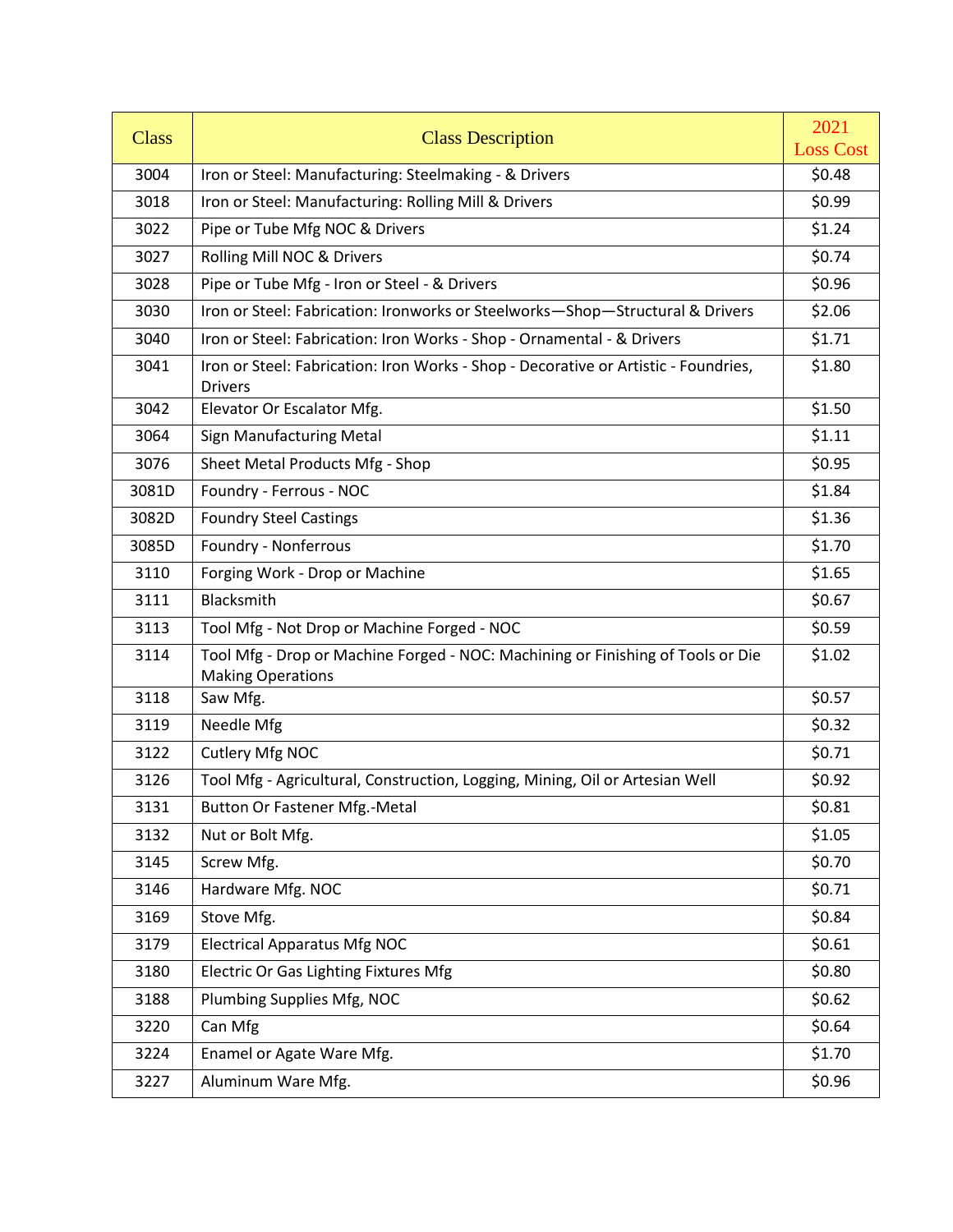| Class | Class Description | 2021 Loss Cost |
|---|---|---|
| 3004 | Iron or Steel: Manufacturing: Steelmaking - & Drivers | $0.48 |
| 3018 | Iron or Steel: Manufacturing: Rolling Mill & Drivers | $0.99 |
| 3022 | Pipe or Tube Mfg NOC & Drivers | $1.24 |
| 3027 | Rolling Mill NOC & Drivers | $0.74 |
| 3028 | Pipe or Tube Mfg - Iron or Steel - & Drivers | $0.96 |
| 3030 | Iron or Steel: Fabrication: Ironworks or Steelworks—Shop—Structural & Drivers | $2.06 |
| 3040 | Iron or Steel: Fabrication: Iron Works - Shop - Ornamental - & Drivers | $1.71 |
| 3041 | Iron or Steel: Fabrication: Iron Works - Shop - Decorative or Artistic - Foundries, Drivers | $1.80 |
| 3042 | Elevator Or Escalator Mfg. | $1.50 |
| 3064 | Sign Manufacturing Metal | $1.11 |
| 3076 | Sheet Metal Products Mfg - Shop | $0.95 |
| 3081D | Foundry - Ferrous - NOC | $1.84 |
| 3082D | Foundry Steel Castings | $1.36 |
| 3085D | Foundry - Nonferrous | $1.70 |
| 3110 | Forging Work - Drop or Machine | $1.65 |
| 3111 | Blacksmith | $0.67 |
| 3113 | Tool Mfg - Not Drop or Machine Forged - NOC | $0.59 |
| 3114 | Tool Mfg - Drop or Machine Forged - NOC: Machining or Finishing of Tools or Die Making Operations | $1.02 |
| 3118 | Saw Mfg. | $0.57 |
| 3119 | Needle Mfg | $0.32 |
| 3122 | Cutlery Mfg NOC | $0.71 |
| 3126 | Tool Mfg - Agricultural, Construction, Logging, Mining, Oil or Artesian Well | $0.92 |
| 3131 | Button Or Fastener Mfg.-Metal | $0.81 |
| 3132 | Nut or Bolt Mfg. | $1.05 |
| 3145 | Screw Mfg. | $0.70 |
| 3146 | Hardware Mfg. NOC | $0.71 |
| 3169 | Stove Mfg. | $0.84 |
| 3179 | Electrical Apparatus Mfg NOC | $0.61 |
| 3180 | Electric Or Gas Lighting Fixtures Mfg | $0.80 |
| 3188 | Plumbing Supplies Mfg, NOC | $0.62 |
| 3220 | Can Mfg | $0.64 |
| 3224 | Enamel or Agate Ware Mfg. | $1.70 |
| 3227 | Aluminum Ware Mfg. | $0.96 |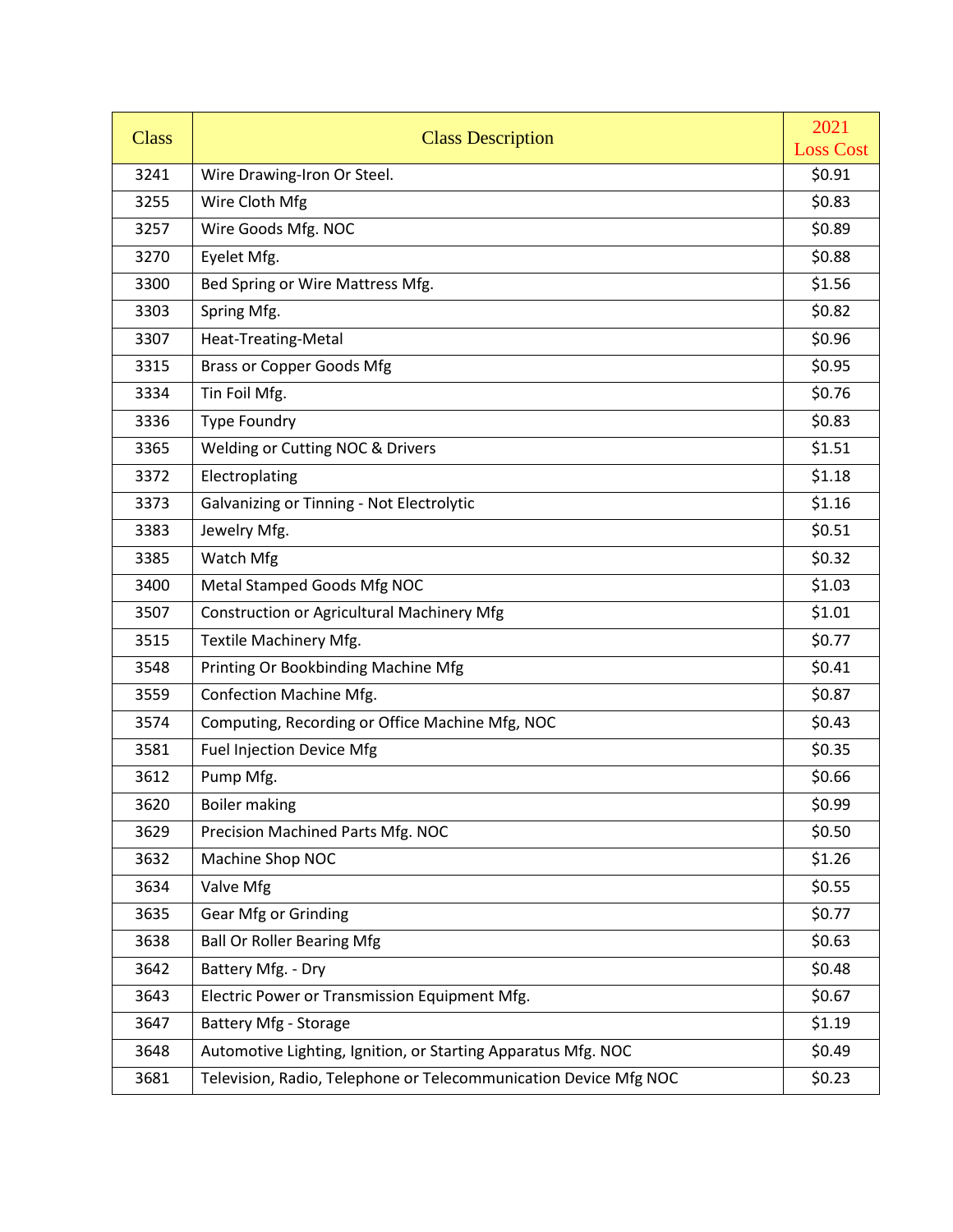| Class | Class Description | 2021 Loss Cost |
|---|---|---|
| 3241 | Wire Drawing-Iron Or Steel. | $0.91 |
| 3255 | Wire Cloth Mfg | $0.83 |
| 3257 | Wire Goods Mfg. NOC | $0.89 |
| 3270 | Eyelet Mfg. | $0.88 |
| 3300 | Bed Spring or Wire Mattress Mfg. | $1.56 |
| 3303 | Spring Mfg. | $0.82 |
| 3307 | Heat-Treating-Metal | $0.96 |
| 3315 | Brass or Copper Goods Mfg | $0.95 |
| 3334 | Tin Foil Mfg. | $0.76 |
| 3336 | Type Foundry | $0.83 |
| 3365 | Welding or Cutting NOC & Drivers | $1.51 |
| 3372 | Electroplating | $1.18 |
| 3373 | Galvanizing or Tinning - Not Electrolytic | $1.16 |
| 3383 | Jewelry Mfg. | $0.51 |
| 3385 | Watch Mfg | $0.32 |
| 3400 | Metal Stamped Goods Mfg NOC | $1.03 |
| 3507 | Construction or Agricultural Machinery Mfg | $1.01 |
| 3515 | Textile Machinery Mfg. | $0.77 |
| 3548 | Printing Or Bookbinding Machine Mfg | $0.41 |
| 3559 | Confection Machine Mfg. | $0.87 |
| 3574 | Computing, Recording or Office Machine Mfg, NOC | $0.43 |
| 3581 | Fuel Injection Device Mfg | $0.35 |
| 3612 | Pump Mfg. | $0.66 |
| 3620 | Boiler making | $0.99 |
| 3629 | Precision Machined Parts Mfg. NOC | $0.50 |
| 3632 | Machine Shop NOC | $1.26 |
| 3634 | Valve Mfg | $0.55 |
| 3635 | Gear Mfg or Grinding | $0.77 |
| 3638 | Ball Or Roller Bearing Mfg | $0.63 |
| 3642 | Battery Mfg. - Dry | $0.48 |
| 3643 | Electric Power or Transmission Equipment Mfg. | $0.67 |
| 3647 | Battery Mfg - Storage | $1.19 |
| 3648 | Automotive Lighting, Ignition, or Starting Apparatus Mfg. NOC | $0.49 |
| 3681 | Television, Radio, Telephone or Telecommunication Device Mfg NOC | $0.23 |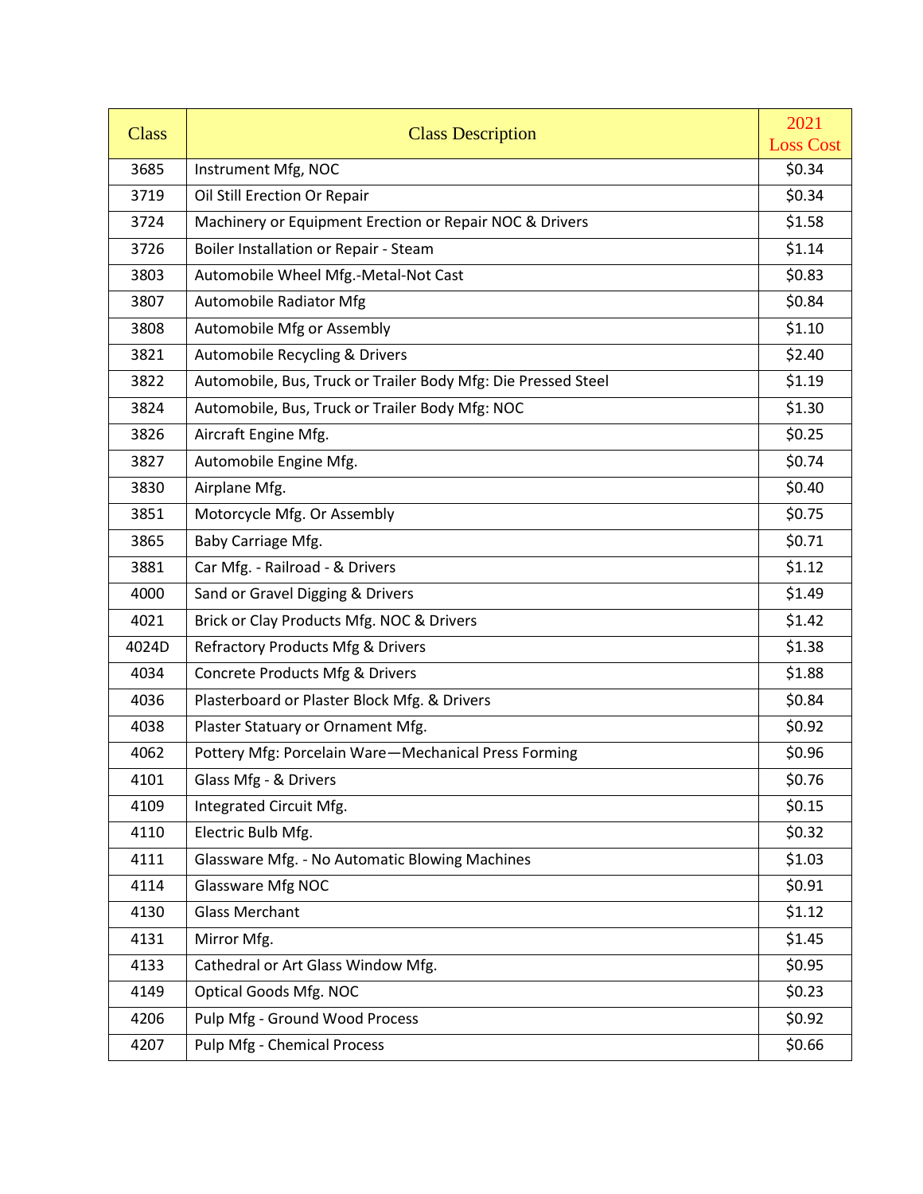| Class | Class Description | 2021 Loss Cost |
|---|---|---|
| 3685 | Instrument Mfg, NOC | $0.34 |
| 3719 | Oil Still Erection Or Repair | $0.34 |
| 3724 | Machinery or Equipment Erection or Repair NOC & Drivers | $1.58 |
| 3726 | Boiler Installation or Repair - Steam | $1.14 |
| 3803 | Automobile Wheel Mfg.-Metal-Not Cast | $0.83 |
| 3807 | Automobile Radiator Mfg | $0.84 |
| 3808 | Automobile Mfg or Assembly | $1.10 |
| 3821 | Automobile Recycling & Drivers | $2.40 |
| 3822 | Automobile, Bus, Truck or Trailer Body Mfg: Die Pressed Steel | $1.19 |
| 3824 | Automobile, Bus, Truck or Trailer Body Mfg: NOC | $1.30 |
| 3826 | Aircraft Engine Mfg. | $0.25 |
| 3827 | Automobile Engine Mfg. | $0.74 |
| 3830 | Airplane Mfg. | $0.40 |
| 3851 | Motorcycle Mfg. Or Assembly | $0.75 |
| 3865 | Baby Carriage Mfg. | $0.71 |
| 3881 | Car Mfg. - Railroad - & Drivers | $1.12 |
| 4000 | Sand or Gravel Digging & Drivers | $1.49 |
| 4021 | Brick or Clay Products Mfg. NOC & Drivers | $1.42 |
| 4024D | Refractory Products Mfg & Drivers | $1.38 |
| 4034 | Concrete Products Mfg & Drivers | $1.88 |
| 4036 | Plasterboard or Plaster Block Mfg. & Drivers | $0.84 |
| 4038 | Plaster Statuary or Ornament Mfg. | $0.92 |
| 4062 | Pottery Mfg: Porcelain Ware—Mechanical Press Forming | $0.96 |
| 4101 | Glass Mfg - & Drivers | $0.76 |
| 4109 | Integrated Circuit Mfg. | $0.15 |
| 4110 | Electric Bulb Mfg. | $0.32 |
| 4111 | Glassware Mfg. - No Automatic Blowing Machines | $1.03 |
| 4114 | Glassware Mfg NOC | $0.91 |
| 4130 | Glass Merchant | $1.12 |
| 4131 | Mirror Mfg. | $1.45 |
| 4133 | Cathedral or Art Glass Window Mfg. | $0.95 |
| 4149 | Optical Goods Mfg. NOC | $0.23 |
| 4206 | Pulp Mfg - Ground Wood Process | $0.92 |
| 4207 | Pulp Mfg - Chemical Process | $0.66 |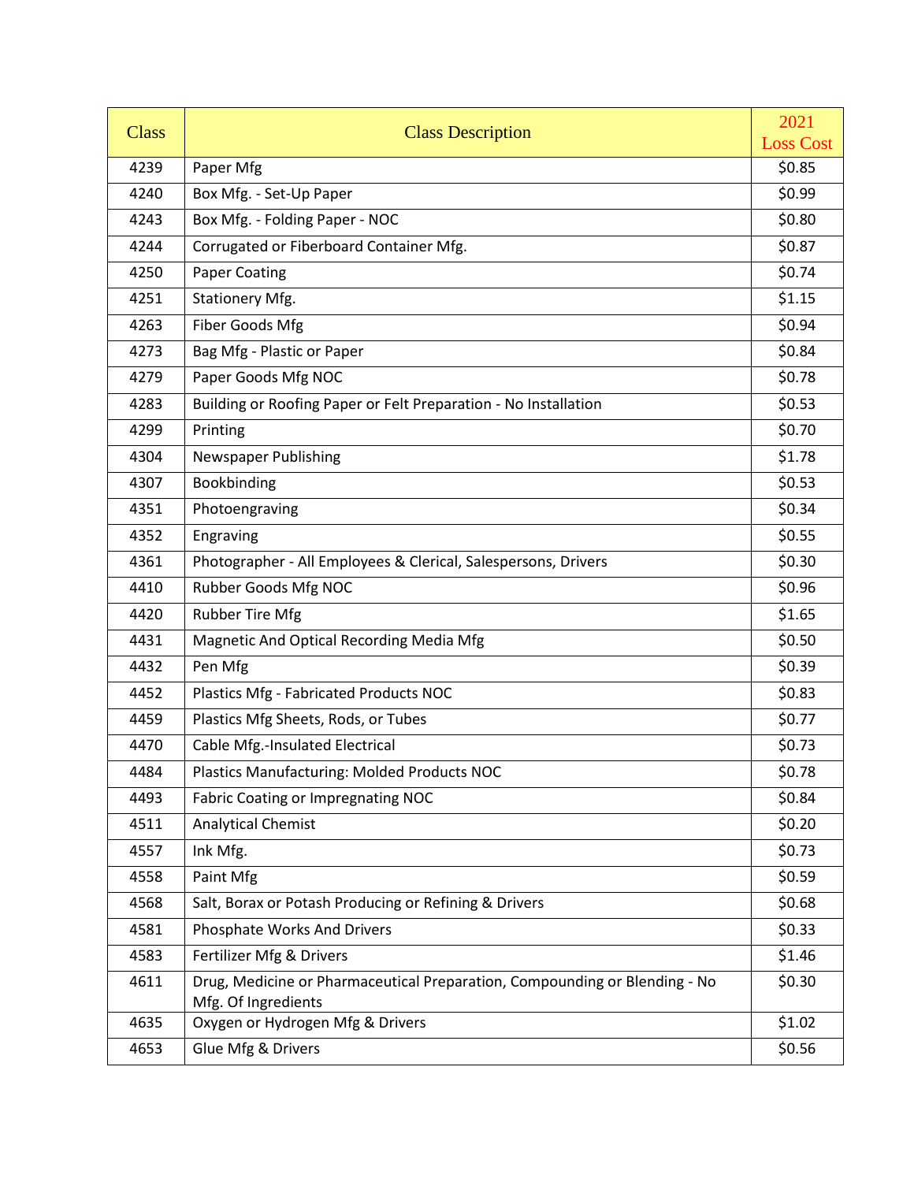| Class | Class Description | 2021 Loss Cost |
|---|---|---|
| 4239 | Paper Mfg | $0.85 |
| 4240 | Box Mfg. - Set-Up Paper | $0.99 |
| 4243 | Box Mfg. - Folding Paper - NOC | $0.80 |
| 4244 | Corrugated or Fiberboard Container Mfg. | $0.87 |
| 4250 | Paper Coating | $0.74 |
| 4251 | Stationery Mfg. | $1.15 |
| 4263 | Fiber Goods Mfg | $0.94 |
| 4273 | Bag Mfg - Plastic or Paper | $0.84 |
| 4279 | Paper Goods Mfg NOC | $0.78 |
| 4283 | Building or Roofing Paper or Felt Preparation - No Installation | $0.53 |
| 4299 | Printing | $0.70 |
| 4304 | Newspaper Publishing | $1.78 |
| 4307 | Bookbinding | $0.53 |
| 4351 | Photoengraving | $0.34 |
| 4352 | Engraving | $0.55 |
| 4361 | Photographer - All Employees & Clerical, Salespersons, Drivers | $0.30 |
| 4410 | Rubber Goods Mfg NOC | $0.96 |
| 4420 | Rubber Tire Mfg | $1.65 |
| 4431 | Magnetic And Optical Recording Media Mfg | $0.50 |
| 4432 | Pen Mfg | $0.39 |
| 4452 | Plastics Mfg - Fabricated Products NOC | $0.83 |
| 4459 | Plastics Mfg Sheets, Rods, or Tubes | $0.77 |
| 4470 | Cable Mfg.-Insulated Electrical | $0.73 |
| 4484 | Plastics Manufacturing: Molded Products NOC | $0.78 |
| 4493 | Fabric Coating or Impregnating NOC | $0.84 |
| 4511 | Analytical Chemist | $0.20 |
| 4557 | Ink Mfg. | $0.73 |
| 4558 | Paint Mfg | $0.59 |
| 4568 | Salt, Borax or Potash Producing or Refining & Drivers | $0.68 |
| 4581 | Phosphate Works And Drivers | $0.33 |
| 4583 | Fertilizer Mfg & Drivers | $1.46 |
| 4611 | Drug, Medicine or Pharmaceutical Preparation, Compounding or Blending - No Mfg. Of Ingredients | $0.30 |
| 4635 | Oxygen or Hydrogen Mfg & Drivers | $1.02 |
| 4653 | Glue Mfg & Drivers | $0.56 |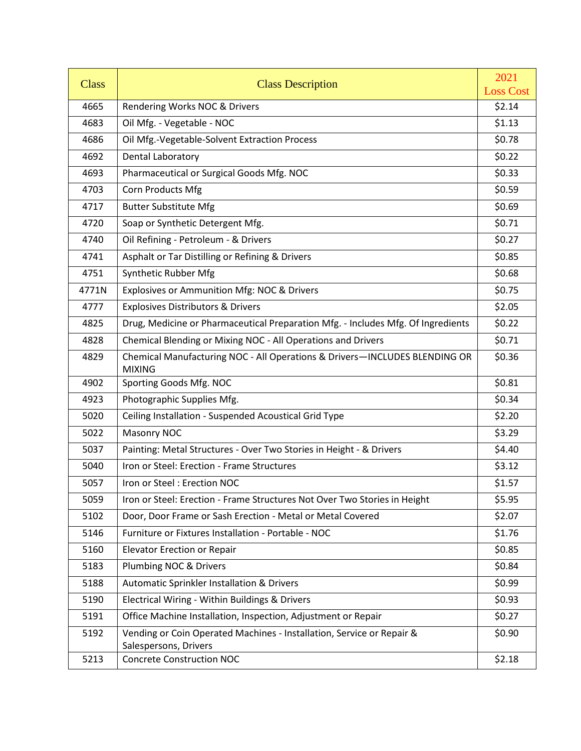| Class | Class Description | 2021 Loss Cost |
|---|---|---|
| 4665 | Rendering Works NOC & Drivers | $2.14 |
| 4683 | Oil Mfg. - Vegetable - NOC | $1.13 |
| 4686 | Oil Mfg.-Vegetable-Solvent Extraction Process | $0.78 |
| 4692 | Dental Laboratory | $0.22 |
| 4693 | Pharmaceutical or Surgical Goods Mfg. NOC | $0.33 |
| 4703 | Corn Products Mfg | $0.59 |
| 4717 | Butter Substitute Mfg | $0.69 |
| 4720 | Soap or Synthetic Detergent Mfg. | $0.71 |
| 4740 | Oil Refining - Petroleum - & Drivers | $0.27 |
| 4741 | Asphalt or Tar Distilling or Refining & Drivers | $0.85 |
| 4751 | Synthetic Rubber Mfg | $0.68 |
| 4771N | Explosives or Ammunition Mfg: NOC & Drivers | $0.75 |
| 4777 | Explosives Distributors & Drivers | $2.05 |
| 4825 | Drug, Medicine or Pharmaceutical Preparation Mfg. - Includes Mfg. Of Ingredients | $0.22 |
| 4828 | Chemical Blending or Mixing NOC - All Operations and Drivers | $0.71 |
| 4829 | Chemical Manufacturing NOC - All Operations & Drivers—INCLUDES BLENDING OR MIXING | $0.36 |
| 4902 | Sporting Goods Mfg. NOC | $0.81 |
| 4923 | Photographic Supplies Mfg. | $0.34 |
| 5020 | Ceiling Installation - Suspended Acoustical Grid Type | $2.20 |
| 5022 | Masonry NOC | $3.29 |
| 5037 | Painting: Metal Structures - Over Two Stories in Height - & Drivers | $4.40 |
| 5040 | Iron or Steel: Erection - Frame Structures | $3.12 |
| 5057 | Iron or Steel : Erection NOC | $1.57 |
| 5059 | Iron or Steel: Erection - Frame Structures Not Over Two Stories in Height | $5.95 |
| 5102 | Door, Door Frame or Sash Erection - Metal or Metal Covered | $2.07 |
| 5146 | Furniture or Fixtures Installation - Portable - NOC | $1.76 |
| 5160 | Elevator Erection or Repair | $0.85 |
| 5183 | Plumbing NOC & Drivers | $0.84 |
| 5188 | Automatic Sprinkler Installation & Drivers | $0.99 |
| 5190 | Electrical Wiring - Within Buildings & Drivers | $0.93 |
| 5191 | Office Machine Installation, Inspection, Adjustment or Repair | $0.27 |
| 5192 | Vending or Coin Operated Machines - Installation, Service or Repair & Salespersons, Drivers | $0.90 |
| 5213 | Concrete Construction NOC | $2.18 |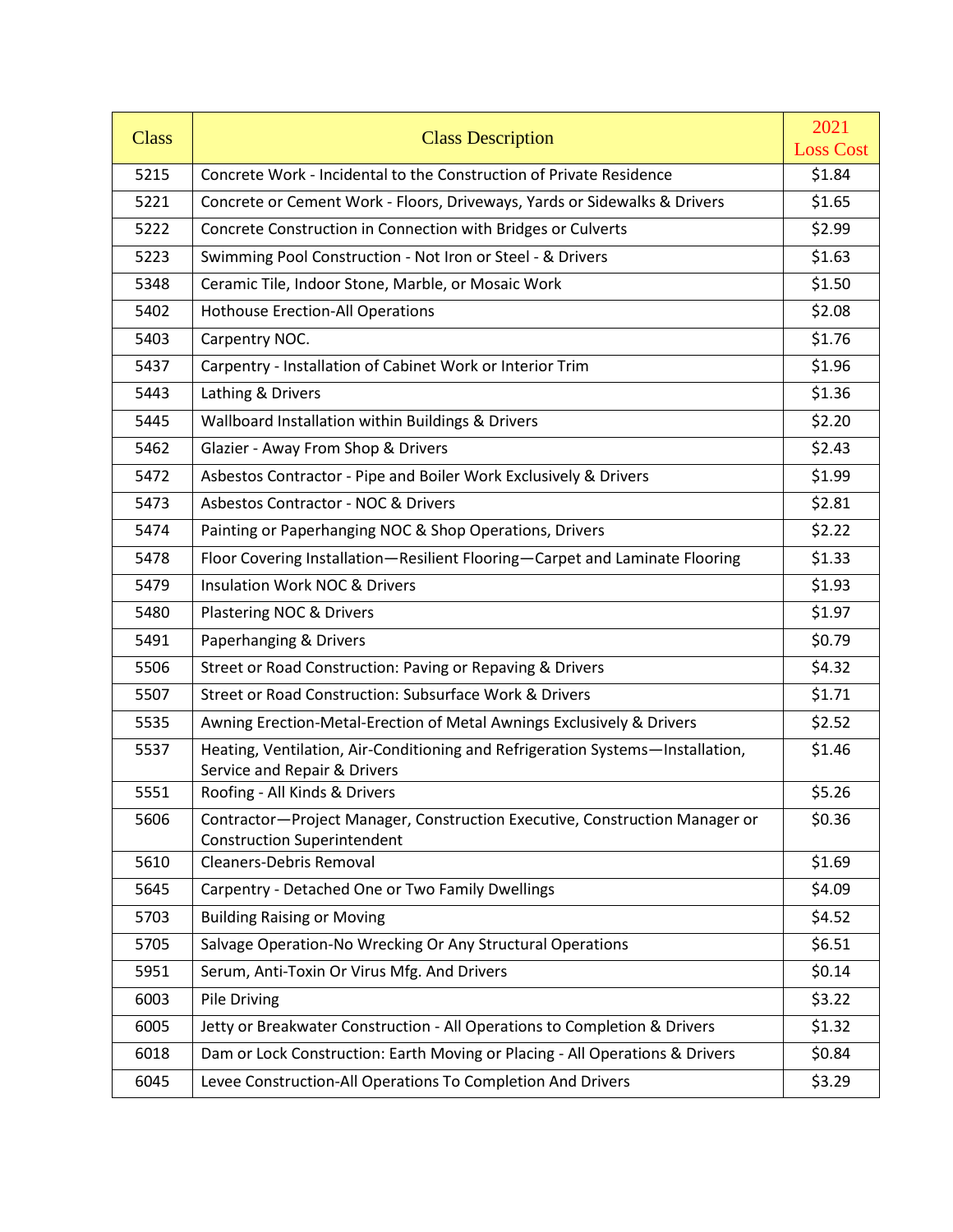| Class | Class Description | 2021 Loss Cost |
|---|---|---|
| 5215 | Concrete Work - Incidental to the Construction of Private Residence | $1.84 |
| 5221 | Concrete or Cement Work - Floors, Driveways, Yards or Sidewalks & Drivers | $1.65 |
| 5222 | Concrete Construction in Connection with Bridges or Culverts | $2.99 |
| 5223 | Swimming Pool Construction - Not Iron or Steel - & Drivers | $1.63 |
| 5348 | Ceramic Tile, Indoor Stone, Marble, or Mosaic Work | $1.50 |
| 5402 | Hothouse Erection-All Operations | $2.08 |
| 5403 | Carpentry NOC. | $1.76 |
| 5437 | Carpentry - Installation of Cabinet Work or Interior Trim | $1.96 |
| 5443 | Lathing & Drivers | $1.36 |
| 5445 | Wallboard Installation within Buildings & Drivers | $2.20 |
| 5462 | Glazier - Away From Shop & Drivers | $2.43 |
| 5472 | Asbestos Contractor - Pipe and Boiler Work Exclusively & Drivers | $1.99 |
| 5473 | Asbestos Contractor - NOC & Drivers | $2.81 |
| 5474 | Painting or Paperhanging NOC & Shop Operations, Drivers | $2.22 |
| 5478 | Floor Covering Installation—Resilient Flooring—Carpet and Laminate Flooring | $1.33 |
| 5479 | Insulation Work NOC & Drivers | $1.93 |
| 5480 | Plastering NOC & Drivers | $1.97 |
| 5491 | Paperhanging & Drivers | $0.79 |
| 5506 | Street or Road Construction: Paving or Repaving & Drivers | $4.32 |
| 5507 | Street or Road Construction: Subsurface Work & Drivers | $1.71 |
| 5535 | Awning Erection-Metal-Erection of Metal Awnings Exclusively & Drivers | $2.52 |
| 5537 | Heating, Ventilation, Air-Conditioning and Refrigeration Systems—Installation, Service and Repair & Drivers | $1.46 |
| 5551 | Roofing - All Kinds & Drivers | $5.26 |
| 5606 | Contractor—Project Manager, Construction Executive, Construction Manager or Construction Superintendent | $0.36 |
| 5610 | Cleaners-Debris Removal | $1.69 |
| 5645 | Carpentry - Detached One or Two Family Dwellings | $4.09 |
| 5703 | Building Raising or Moving | $4.52 |
| 5705 | Salvage Operation-No Wrecking Or Any Structural Operations | $6.51 |
| 5951 | Serum, Anti-Toxin Or Virus Mfg. And Drivers | $0.14 |
| 6003 | Pile Driving | $3.22 |
| 6005 | Jetty or Breakwater Construction - All Operations to Completion & Drivers | $1.32 |
| 6018 | Dam or Lock Construction: Earth Moving or Placing - All Operations & Drivers | $0.84 |
| 6045 | Levee Construction-All Operations To Completion And Drivers | $3.29 |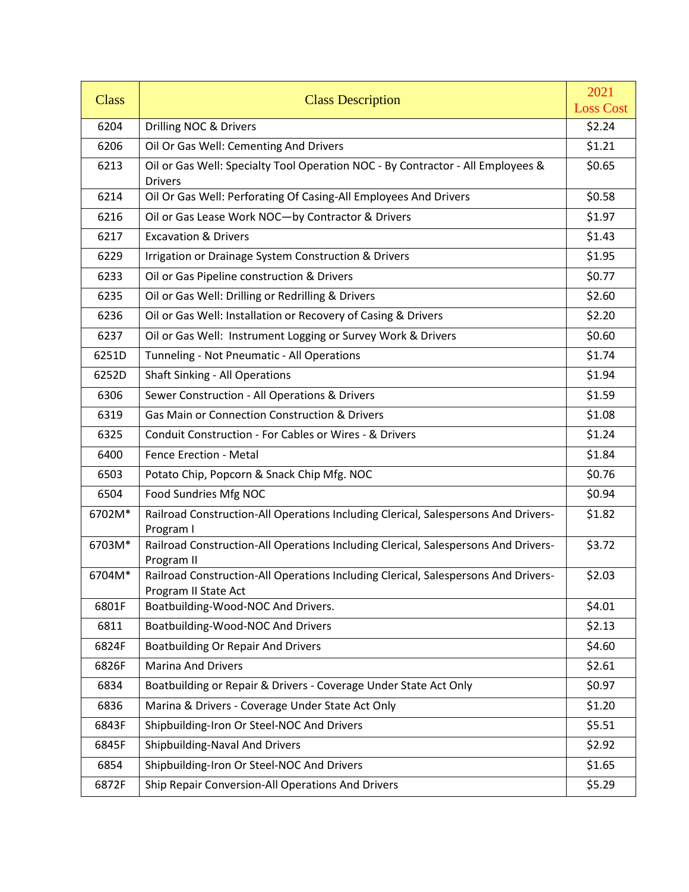| Class | Class Description | 2021 Loss Cost |
|---|---|---|
| 6204 | Drilling NOC & Drivers | $2.24 |
| 6206 | Oil Or Gas Well: Cementing And Drivers | $1.21 |
| 6213 | Oil or Gas Well: Specialty Tool Operation NOC - By Contractor - All Employees & Drivers | $0.65 |
| 6214 | Oil Or Gas Well: Perforating Of Casing-All Employees And Drivers | $0.58 |
| 6216 | Oil or Gas Lease Work NOC—by Contractor & Drivers | $1.97 |
| 6217 | Excavation & Drivers | $1.43 |
| 6229 | Irrigation or Drainage System Construction & Drivers | $1.95 |
| 6233 | Oil or Gas Pipeline construction & Drivers | $0.77 |
| 6235 | Oil or Gas Well: Drilling or Redrilling & Drivers | $2.60 |
| 6236 | Oil or Gas Well: Installation or Recovery of Casing & Drivers | $2.20 |
| 6237 | Oil or Gas Well: Instrument Logging or Survey Work & Drivers | $0.60 |
| 6251D | Tunneling - Not Pneumatic - All Operations | $1.74 |
| 6252D | Shaft Sinking - All Operations | $1.94 |
| 6306 | Sewer Construction - All Operations & Drivers | $1.59 |
| 6319 | Gas Main or Connection Construction & Drivers | $1.08 |
| 6325 | Conduit Construction - For Cables or Wires - & Drivers | $1.24 |
| 6400 | Fence Erection - Metal | $1.84 |
| 6503 | Potato Chip, Popcorn & Snack Chip Mfg. NOC | $0.76 |
| 6504 | Food Sundries Mfg NOC | $0.94 |
| 6702M* | Railroad Construction-All Operations Including Clerical, Salespersons And Drivers-Program I | $1.82 |
| 6703M* | Railroad Construction-All Operations Including Clerical, Salespersons And Drivers-Program II | $3.72 |
| 6704M* | Railroad Construction-All Operations Including Clerical, Salespersons And Drivers-Program II State Act | $2.03 |
| 6801F | Boatbuilding-Wood-NOC And Drivers. | $4.01 |
| 6811 | Boatbuilding-Wood-NOC And Drivers | $2.13 |
| 6824F | Boatbuilding Or Repair And Drivers | $4.60 |
| 6826F | Marina And Drivers | $2.61 |
| 6834 | Boatbuilding or Repair & Drivers - Coverage Under State Act Only | $0.97 |
| 6836 | Marina & Drivers - Coverage Under State Act Only | $1.20 |
| 6843F | Shipbuilding-Iron Or Steel-NOC And Drivers | $5.51 |
| 6845F | Shipbuilding-Naval And Drivers | $2.92 |
| 6854 | Shipbuilding-Iron Or Steel-NOC And Drivers | $1.65 |
| 6872F | Ship Repair Conversion-All Operations And Drivers | $5.29 |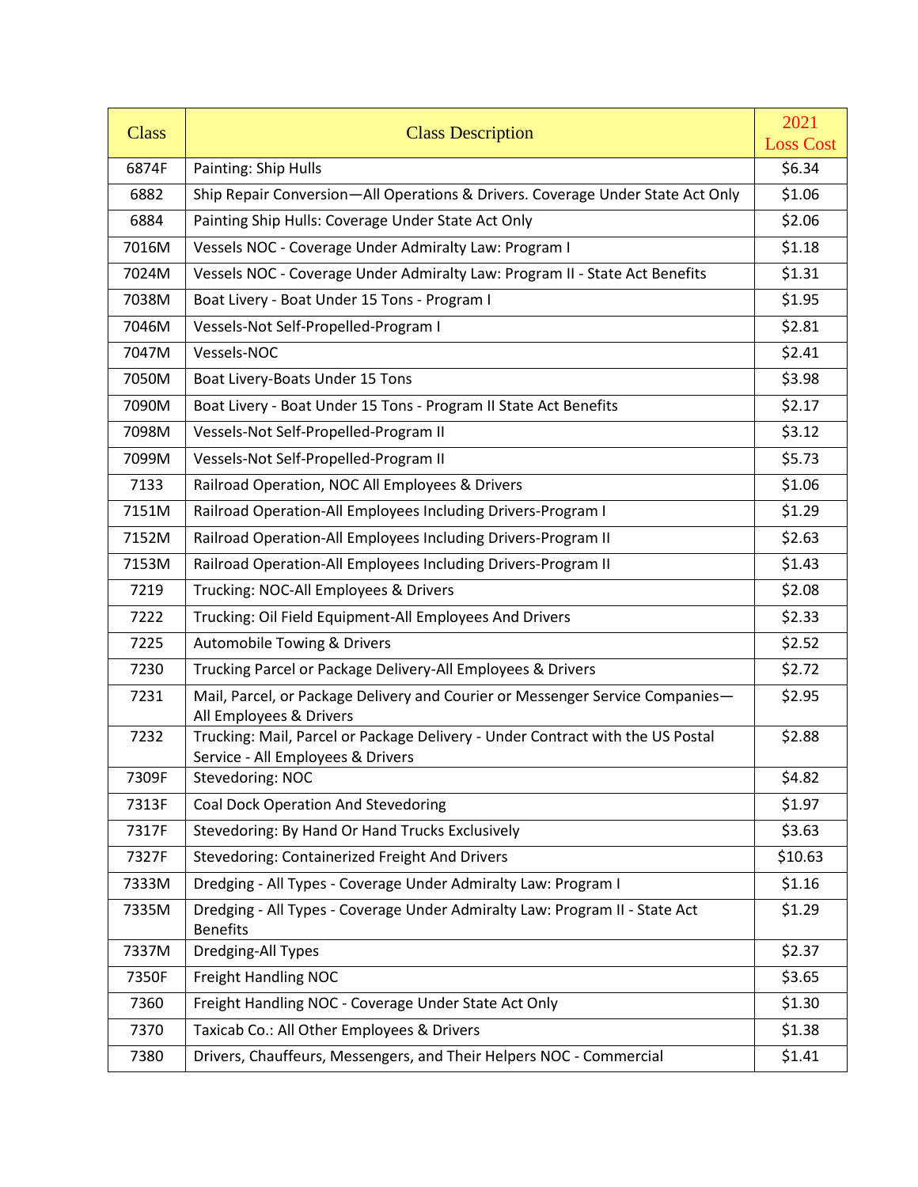| Class | Class Description | 2021 Loss Cost |
|---|---|---|
| 6874F | Painting: Ship Hulls | $6.34 |
| 6882 | Ship Repair Conversion—All Operations & Drivers. Coverage Under State Act Only | $1.06 |
| 6884 | Painting Ship Hulls: Coverage Under State Act Only | $2.06 |
| 7016M | Vessels NOC - Coverage Under Admiralty Law: Program I | $1.18 |
| 7024M | Vessels NOC - Coverage Under Admiralty Law: Program II - State Act Benefits | $1.31 |
| 7038M | Boat Livery - Boat Under 15 Tons - Program I | $1.95 |
| 7046M | Vessels-Not Self-Propelled-Program I | $2.81 |
| 7047M | Vessels-NOC | $2.41 |
| 7050M | Boat Livery-Boats Under 15 Tons | $3.98 |
| 7090M | Boat Livery - Boat Under 15 Tons - Program II State Act Benefits | $2.17 |
| 7098M | Vessels-Not Self-Propelled-Program II | $3.12 |
| 7099M | Vessels-Not Self-Propelled-Program II | $5.73 |
| 7133 | Railroad Operation, NOC All Employees & Drivers | $1.06 |
| 7151M | Railroad Operation-All Employees Including Drivers-Program I | $1.29 |
| 7152M | Railroad Operation-All Employees Including Drivers-Program II | $2.63 |
| 7153M | Railroad Operation-All Employees Including Drivers-Program II | $1.43 |
| 7219 | Trucking: NOC-All Employees & Drivers | $2.08 |
| 7222 | Trucking: Oil Field Equipment-All Employees And Drivers | $2.33 |
| 7225 | Automobile Towing & Drivers | $2.52 |
| 7230 | Trucking Parcel or Package Delivery-All Employees & Drivers | $2.72 |
| 7231 | Mail, Parcel, or Package Delivery and Courier or Messenger Service Companies—All Employees & Drivers | $2.95 |
| 7232 | Trucking: Mail, Parcel or Package Delivery - Under Contract with the US Postal Service - All Employees & Drivers | $2.88 |
| 7309F | Stevedoring: NOC | $4.82 |
| 7313F | Coal Dock Operation And Stevedoring | $1.97 |
| 7317F | Stevedoring: By Hand Or Hand Trucks Exclusively | $3.63 |
| 7327F | Stevedoring: Containerized Freight And Drivers | $10.63 |
| 7333M | Dredging - All Types - Coverage Under Admiralty Law: Program I | $1.16 |
| 7335M | Dredging - All Types - Coverage Under Admiralty Law: Program II - State Act Benefits | $1.29 |
| 7337M | Dredging-All Types | $2.37 |
| 7350F | Freight Handling NOC | $3.65 |
| 7360 | Freight Handling NOC - Coverage Under State Act Only | $1.30 |
| 7370 | Taxicab Co.: All Other Employees & Drivers | $1.38 |
| 7380 | Drivers, Chauffeurs, Messengers, and Their Helpers NOC - Commercial | $1.41 |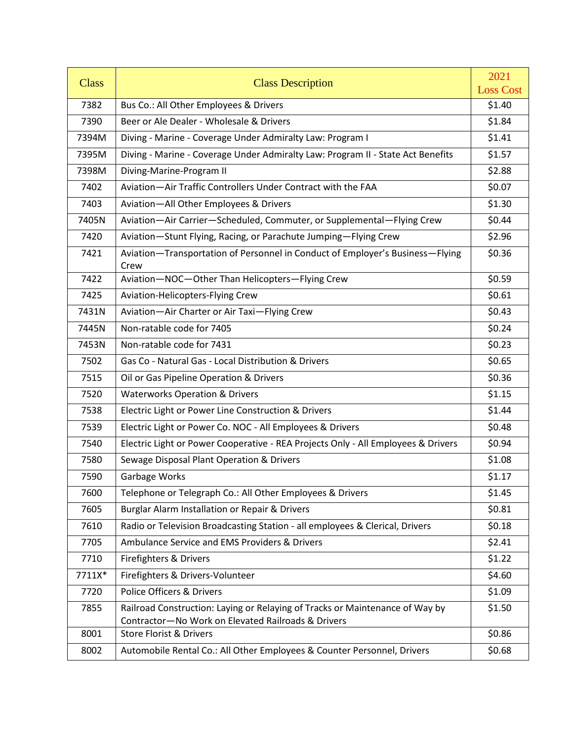| Class | Class Description | 2021 Loss Cost |
|---|---|---|
| 7382 | Bus Co.: All Other Employees & Drivers | $1.40 |
| 7390 | Beer or Ale Dealer - Wholesale & Drivers | $1.84 |
| 7394M | Diving - Marine - Coverage Under Admiralty Law: Program I | $1.41 |
| 7395M | Diving - Marine - Coverage Under Admiralty Law: Program II - State Act Benefits | $1.57 |
| 7398M | Diving-Marine-Program II | $2.88 |
| 7402 | Aviation—Air Traffic Controllers Under Contract with the FAA | $0.07 |
| 7403 | Aviation—All Other Employees & Drivers | $1.30 |
| 7405N | Aviation—Air Carrier—Scheduled, Commuter, or Supplemental—Flying Crew | $0.44 |
| 7420 | Aviation—Stunt Flying, Racing, or Parachute Jumping—Flying Crew | $2.96 |
| 7421 | Aviation—Transportation of Personnel in Conduct of Employer's Business—Flying Crew | $0.36 |
| 7422 | Aviation—NOC—Other Than Helicopters—Flying Crew | $0.59 |
| 7425 | Aviation-Helicopters-Flying Crew | $0.61 |
| 7431N | Aviation—Air Charter or Air Taxi—Flying Crew | $0.43 |
| 7445N | Non-ratable code for 7405 | $0.24 |
| 7453N | Non-ratable code for 7431 | $0.23 |
| 7502 | Gas Co - Natural Gas - Local Distribution & Drivers | $0.65 |
| 7515 | Oil or Gas Pipeline Operation & Drivers | $0.36 |
| 7520 | Waterworks Operation & Drivers | $1.15 |
| 7538 | Electric Light or Power Line Construction & Drivers | $1.44 |
| 7539 | Electric Light or Power Co. NOC - All Employees & Drivers | $0.48 |
| 7540 | Electric Light or Power Cooperative - REA Projects Only - All Employees & Drivers | $0.94 |
| 7580 | Sewage Disposal Plant Operation & Drivers | $1.08 |
| 7590 | Garbage Works | $1.17 |
| 7600 | Telephone or Telegraph Co.: All Other Employees & Drivers | $1.45 |
| 7605 | Burglar Alarm Installation or Repair & Drivers | $0.81 |
| 7610 | Radio or Television Broadcasting Station - all employees & Clerical, Drivers | $0.18 |
| 7705 | Ambulance Service and EMS Providers & Drivers | $2.41 |
| 7710 | Firefighters & Drivers | $1.22 |
| 7711X* | Firefighters & Drivers-Volunteer | $4.60 |
| 7720 | Police Officers & Drivers | $1.09 |
| 7855 | Railroad Construction: Laying or Relaying of Tracks or Maintenance of Way by Contractor—No Work on Elevated Railroads & Drivers | $1.50 |
| 8001 | Store Florist & Drivers | $0.86 |
| 8002 | Automobile Rental Co.: All Other Employees & Counter Personnel, Drivers | $0.68 |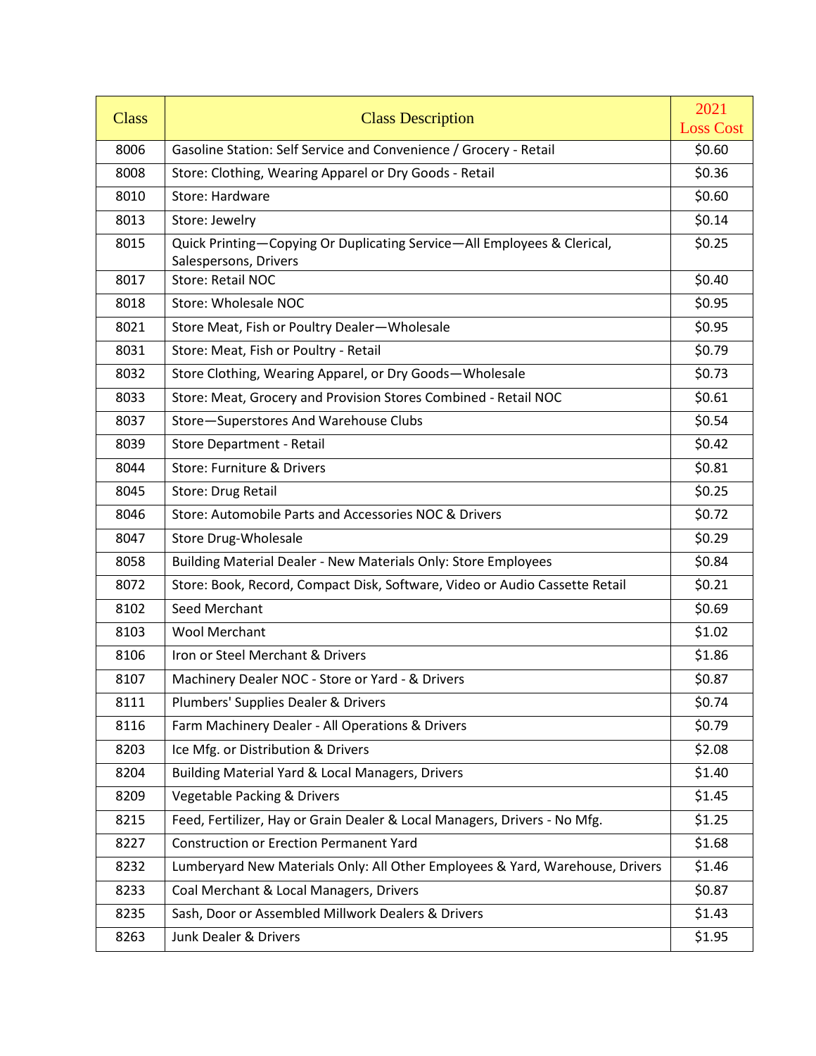| Class | Class Description | 2021 Loss Cost |
|---|---|---|
| 8006 | Gasoline Station: Self Service and Convenience / Grocery - Retail | $0.60 |
| 8008 | Store: Clothing, Wearing Apparel or Dry Goods - Retail | $0.36 |
| 8010 | Store: Hardware | $0.60 |
| 8013 | Store: Jewelry | $0.14 |
| 8015 | Quick Printing—Copying Or Duplicating Service—All Employees & Clerical, Salespersons, Drivers | $0.25 |
| 8017 | Store: Retail NOC | $0.40 |
| 8018 | Store: Wholesale NOC | $0.95 |
| 8021 | Store Meat, Fish or Poultry Dealer—Wholesale | $0.95 |
| 8031 | Store: Meat, Fish or Poultry - Retail | $0.79 |
| 8032 | Store Clothing, Wearing Apparel, or Dry Goods—Wholesale | $0.73 |
| 8033 | Store: Meat, Grocery and Provision Stores Combined - Retail NOC | $0.61 |
| 8037 | Store—Superstores And Warehouse Clubs | $0.54 |
| 8039 | Store Department - Retail | $0.42 |
| 8044 | Store: Furniture & Drivers | $0.81 |
| 8045 | Store: Drug Retail | $0.25 |
| 8046 | Store: Automobile Parts and Accessories NOC & Drivers | $0.72 |
| 8047 | Store Drug-Wholesale | $0.29 |
| 8058 | Building Material Dealer - New Materials Only: Store Employees | $0.84 |
| 8072 | Store: Book, Record, Compact Disk, Software, Video or Audio Cassette Retail | $0.21 |
| 8102 | Seed Merchant | $0.69 |
| 8103 | Wool Merchant | $1.02 |
| 8106 | Iron or Steel Merchant & Drivers | $1.86 |
| 8107 | Machinery Dealer NOC - Store or Yard - & Drivers | $0.87 |
| 8111 | Plumbers' Supplies Dealer & Drivers | $0.74 |
| 8116 | Farm Machinery Dealer - All Operations & Drivers | $0.79 |
| 8203 | Ice Mfg. or Distribution & Drivers | $2.08 |
| 8204 | Building Material Yard & Local Managers, Drivers | $1.40 |
| 8209 | Vegetable Packing & Drivers | $1.45 |
| 8215 | Feed, Fertilizer, Hay or Grain Dealer & Local Managers, Drivers - No Mfg. | $1.25 |
| 8227 | Construction or Erection Permanent Yard | $1.68 |
| 8232 | Lumberyard New Materials Only: All Other Employees & Yard, Warehouse, Drivers | $1.46 |
| 8233 | Coal Merchant & Local Managers, Drivers | $0.87 |
| 8235 | Sash, Door or Assembled Millwork Dealers & Drivers | $1.43 |
| 8263 | Junk Dealer & Drivers | $1.95 |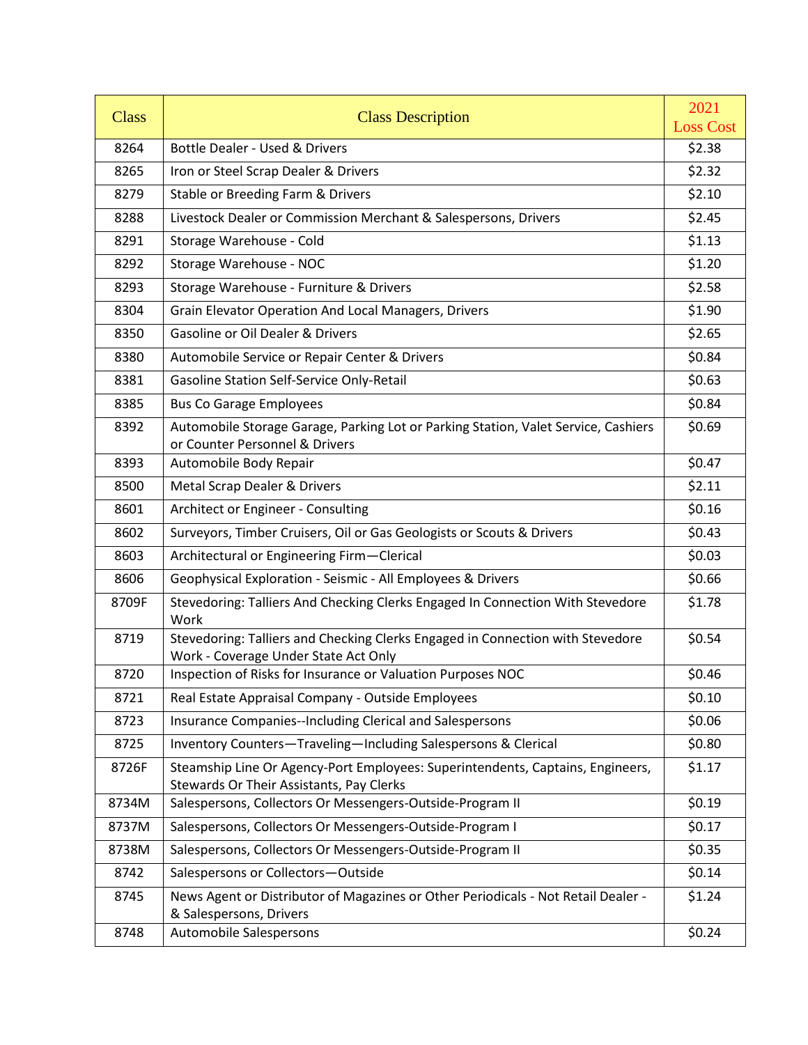| Class | Class Description | 2021 Loss Cost |
|---|---|---|
| 8264 | Bottle Dealer - Used & Drivers | $2.38 |
| 8265 | Iron or Steel Scrap Dealer & Drivers | $2.32 |
| 8279 | Stable or Breeding Farm & Drivers | $2.10 |
| 8288 | Livestock Dealer or Commission Merchant & Salespersons, Drivers | $2.45 |
| 8291 | Storage Warehouse - Cold | $1.13 |
| 8292 | Storage Warehouse - NOC | $1.20 |
| 8293 | Storage Warehouse - Furniture & Drivers | $2.58 |
| 8304 | Grain Elevator Operation And Local Managers, Drivers | $1.90 |
| 8350 | Gasoline or Oil Dealer & Drivers | $2.65 |
| 8380 | Automobile Service or Repair Center & Drivers | $0.84 |
| 8381 | Gasoline Station Self-Service Only-Retail | $0.63 |
| 8385 | Bus Co Garage Employees | $0.84 |
| 8392 | Automobile Storage Garage, Parking Lot or Parking Station, Valet Service, Cashiers or Counter Personnel & Drivers | $0.69 |
| 8393 | Automobile Body Repair | $0.47 |
| 8500 | Metal Scrap Dealer & Drivers | $2.11 |
| 8601 | Architect or Engineer - Consulting | $0.16 |
| 8602 | Surveyors, Timber Cruisers, Oil or Gas Geologists or Scouts & Drivers | $0.43 |
| 8603 | Architectural or Engineering Firm—Clerical | $0.03 |
| 8606 | Geophysical Exploration - Seismic - All Employees & Drivers | $0.66 |
| 8709F | Stevedoring: Talliers And Checking Clerks Engaged In Connection With Stevedore Work | $1.78 |
| 8719 | Stevedoring: Talliers and Checking Clerks Engaged in Connection with Stevedore Work - Coverage Under State Act Only | $0.54 |
| 8720 | Inspection of Risks for Insurance or Valuation Purposes NOC | $0.46 |
| 8721 | Real Estate Appraisal Company - Outside Employees | $0.10 |
| 8723 | Insurance Companies--Including Clerical and Salespersons | $0.06 |
| 8725 | Inventory Counters—Traveling—Including Salespersons & Clerical | $0.80 |
| 8726F | Steamship Line Or Agency-Port Employees: Superintendents, Captains, Engineers, Stewards Or Their Assistants, Pay Clerks | $1.17 |
| 8734M | Salespersons, Collectors Or Messengers-Outside-Program II | $0.19 |
| 8737M | Salespersons, Collectors Or Messengers-Outside-Program I | $0.17 |
| 8738M | Salespersons, Collectors Or Messengers-Outside-Program II | $0.35 |
| 8742 | Salespersons or Collectors—Outside | $0.14 |
| 8745 | News Agent or Distributor of Magazines or Other Periodicals - Not Retail Dealer - & Salespersons, Drivers | $1.24 |
| 8748 | Automobile Salespersons | $0.24 |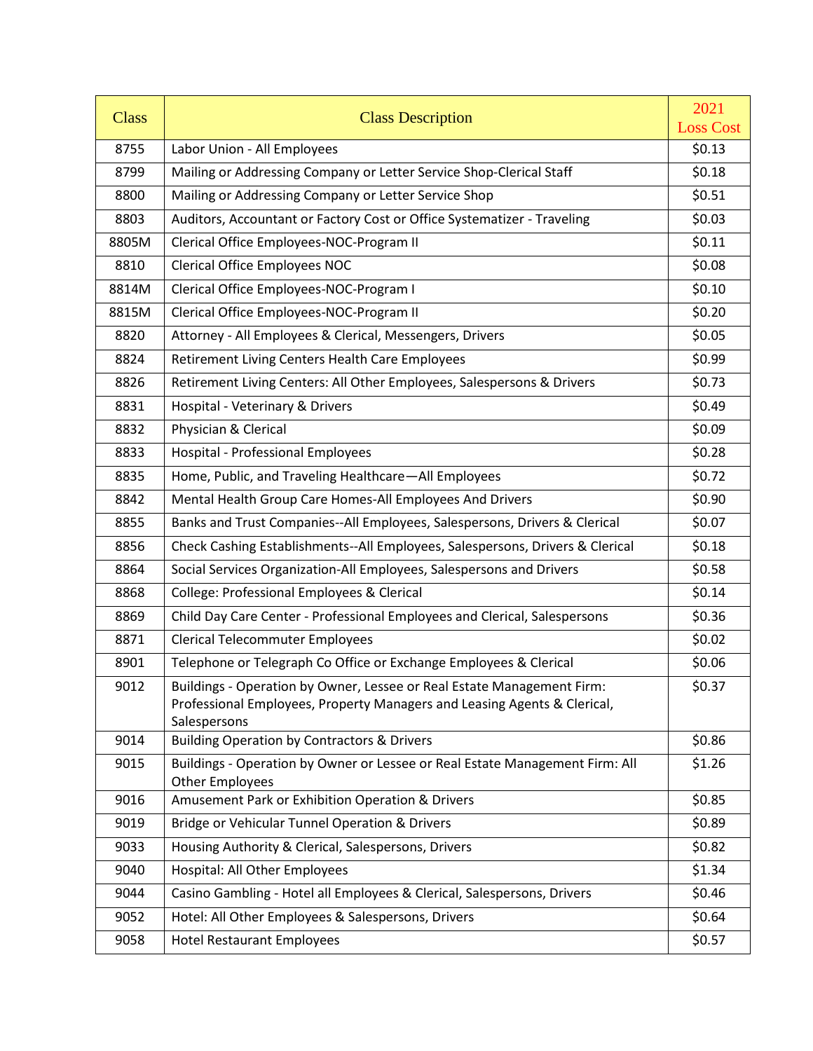| Class | Class Description | 2021 Loss Cost |
|---|---|---|
| 8755 | Labor Union - All Employees | $0.13 |
| 8799 | Mailing or Addressing Company or Letter Service Shop-Clerical Staff | $0.18 |
| 8800 | Mailing or Addressing Company or Letter Service Shop | $0.51 |
| 8803 | Auditors, Accountant or Factory Cost or Office Systematizer - Traveling | $0.03 |
| 8805M | Clerical Office Employees-NOC-Program II | $0.11 |
| 8810 | Clerical Office Employees NOC | $0.08 |
| 8814M | Clerical Office Employees-NOC-Program I | $0.10 |
| 8815M | Clerical Office Employees-NOC-Program II | $0.20 |
| 8820 | Attorney - All Employees & Clerical, Messengers, Drivers | $0.05 |
| 8824 | Retirement Living Centers Health Care Employees | $0.99 |
| 8826 | Retirement Living Centers: All Other Employees, Salespersons & Drivers | $0.73 |
| 8831 | Hospital - Veterinary & Drivers | $0.49 |
| 8832 | Physician & Clerical | $0.09 |
| 8833 | Hospital - Professional Employees | $0.28 |
| 8835 | Home, Public, and Traveling Healthcare—All Employees | $0.72 |
| 8842 | Mental Health Group Care Homes-All Employees And Drivers | $0.90 |
| 8855 | Banks and Trust Companies--All Employees, Salespersons, Drivers & Clerical | $0.07 |
| 8856 | Check Cashing Establishments--All Employees, Salespersons, Drivers & Clerical | $0.18 |
| 8864 | Social Services Organization-All Employees, Salespersons and Drivers | $0.58 |
| 8868 | College: Professional Employees & Clerical | $0.14 |
| 8869 | Child Day Care Center - Professional Employees and Clerical, Salespersons | $0.36 |
| 8871 | Clerical Telecommuter Employees | $0.02 |
| 8901 | Telephone or Telegraph Co Office or Exchange Employees & Clerical | $0.06 |
| 9012 | Buildings - Operation by Owner, Lessee or Real Estate Management Firm: Professional Employees, Property Managers and Leasing Agents & Clerical, Salespersons | $0.37 |
| 9014 | Building Operation by Contractors & Drivers | $0.86 |
| 9015 | Buildings - Operation by Owner or Lessee or Real Estate Management Firm: All Other Employees | $1.26 |
| 9016 | Amusement Park or Exhibition Operation & Drivers | $0.85 |
| 9019 | Bridge or Vehicular Tunnel Operation & Drivers | $0.89 |
| 9033 | Housing Authority & Clerical, Salespersons, Drivers | $0.82 |
| 9040 | Hospital: All Other Employees | $1.34 |
| 9044 | Casino Gambling - Hotel all Employees & Clerical, Salespersons, Drivers | $0.46 |
| 9052 | Hotel: All Other Employees & Salespersons, Drivers | $0.64 |
| 9058 | Hotel Restaurant Employees | $0.57 |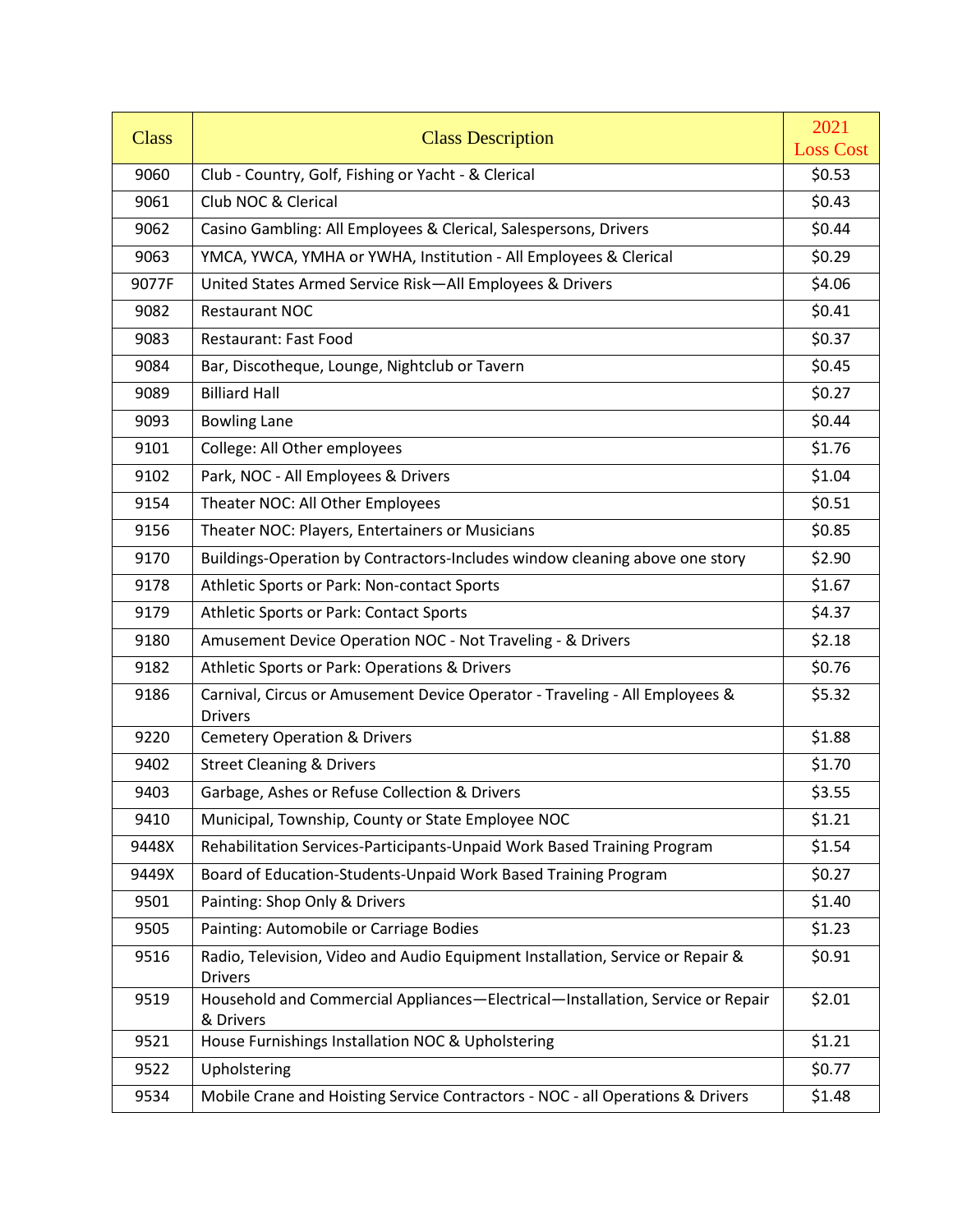| Class | Class Description | 2021 Loss Cost |
|---|---|---|
| 9060 | Club - Country, Golf, Fishing or Yacht - & Clerical | $0.53 |
| 9061 | Club NOC & Clerical | $0.43 |
| 9062 | Casino Gambling: All Employees & Clerical, Salespersons, Drivers | $0.44 |
| 9063 | YMCA, YWCA, YMHA or YWHA, Institution - All Employees & Clerical | $0.29 |
| 9077F | United States Armed Service Risk—All Employees & Drivers | $4.06 |
| 9082 | Restaurant NOC | $0.41 |
| 9083 | Restaurant: Fast Food | $0.37 |
| 9084 | Bar, Discotheque, Lounge, Nightclub or Tavern | $0.45 |
| 9089 | Billiard Hall | $0.27 |
| 9093 | Bowling Lane | $0.44 |
| 9101 | College: All Other employees | $1.76 |
| 9102 | Park, NOC - All Employees & Drivers | $1.04 |
| 9154 | Theater NOC: All Other Employees | $0.51 |
| 9156 | Theater NOC: Players, Entertainers or Musicians | $0.85 |
| 9170 | Buildings-Operation by Contractors-Includes window cleaning above one story | $2.90 |
| 9178 | Athletic Sports or Park: Non-contact Sports | $1.67 |
| 9179 | Athletic Sports or Park: Contact Sports | $4.37 |
| 9180 | Amusement Device Operation NOC - Not Traveling - & Drivers | $2.18 |
| 9182 | Athletic Sports or Park: Operations & Drivers | $0.76 |
| 9186 | Carnival, Circus or Amusement Device Operator - Traveling - All Employees & Drivers | $5.32 |
| 9220 | Cemetery Operation & Drivers | $1.88 |
| 9402 | Street Cleaning & Drivers | $1.70 |
| 9403 | Garbage, Ashes or Refuse Collection & Drivers | $3.55 |
| 9410 | Municipal, Township, County or State Employee NOC | $1.21 |
| 9448X | Rehabilitation Services-Participants-Unpaid Work Based Training Program | $1.54 |
| 9449X | Board of Education-Students-Unpaid Work Based Training Program | $0.27 |
| 9501 | Painting: Shop Only & Drivers | $1.40 |
| 9505 | Painting: Automobile or Carriage Bodies | $1.23 |
| 9516 | Radio, Television, Video and Audio Equipment Installation, Service or Repair & Drivers | $0.91 |
| 9519 | Household and Commercial Appliances—Electrical—Installation, Service or Repair & Drivers | $2.01 |
| 9521 | House Furnishings Installation NOC & Upholstering | $1.21 |
| 9522 | Upholstering | $0.77 |
| 9534 | Mobile Crane and Hoisting Service Contractors - NOC - all Operations & Drivers | $1.48 |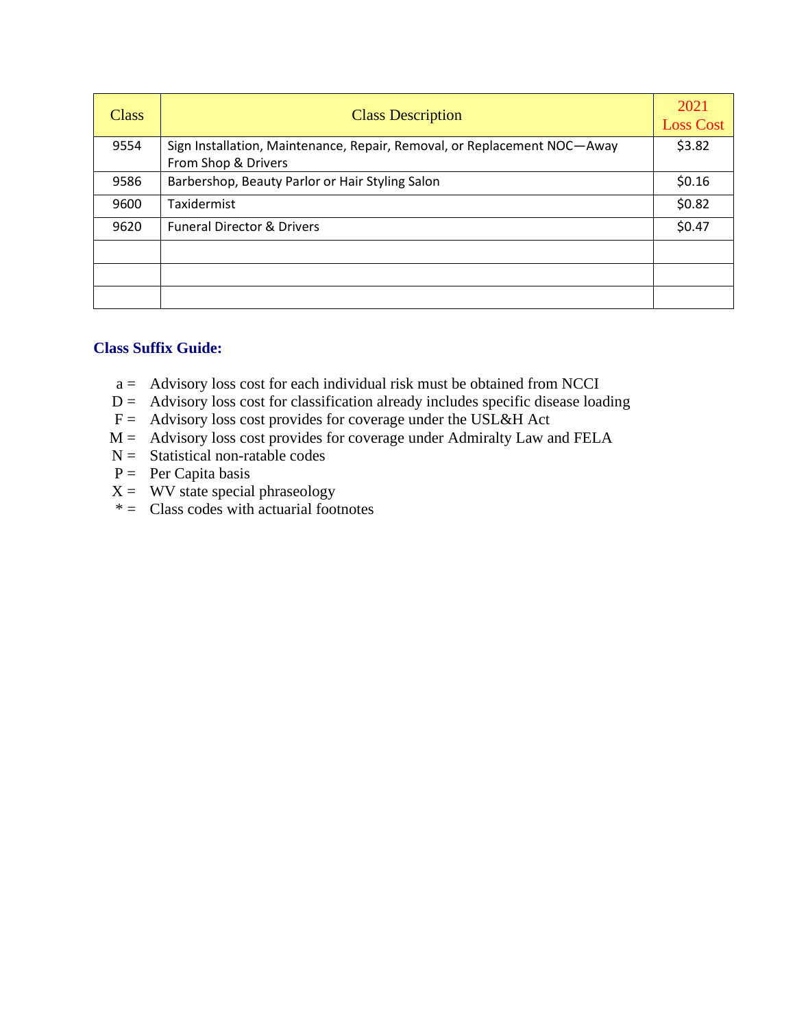| Class | Class Description | 2021 Loss Cost |
|---|---|---|
| 9554 | Sign Installation, Maintenance, Repair, Removal, or Replacement NOC—Away From Shop & Drivers | $3.82 |
| 9586 | Barbershop, Beauty Parlor or Hair Styling Salon | $0.16 |
| 9600 | Taxidermist | $0.82 |
| 9620 | Funeral Director & Drivers | $0.47 |
| | | |
| | | |
| | | |

**Class Suffix Guide:**

a = Advisory loss cost for each individual risk must be obtained from NCCI
D = Advisory loss cost for classification already includes specific disease loading
F = Advisory loss cost provides for coverage under the USL&H Act
M = Advisory loss cost provides for coverage under Admiralty Law and FELA
N = Statistical non-ratable codes
P = Per Capita basis
X = WV state special phraseology
* = Class codes with actuarial footnotes